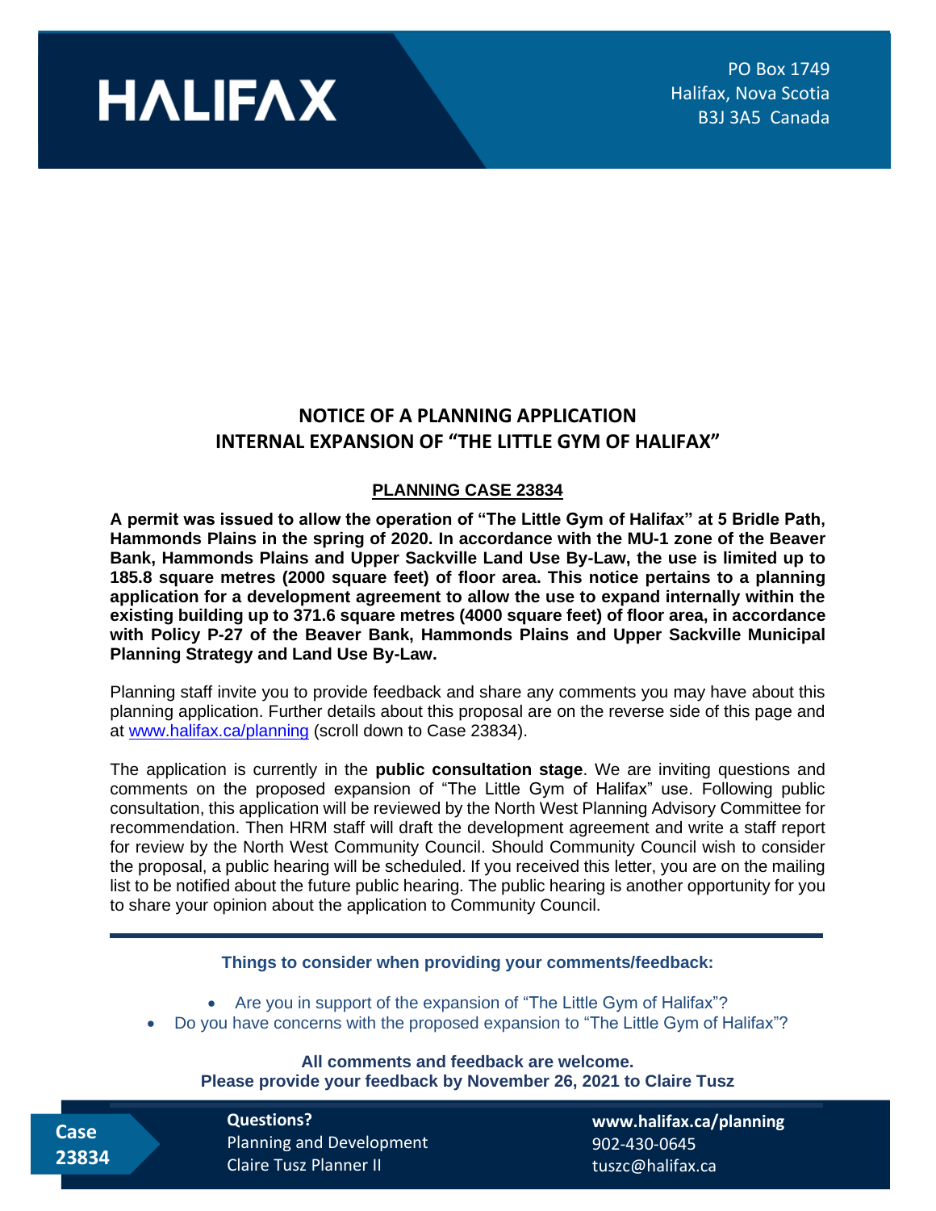HALIFAX

PO Box 1749
Halifax, Nova Scotia
B3J 3A5 Canada

# NOTICE OF A PLANNING APPLICATION
# INTERNAL EXPANSION OF "THE LITTLE GYM OF HALIFAX"

## PLANNING CASE 23834

**A permit was issued to allow the operation of "The Little Gym of Halifax" at 5 Bridle Path, Hammonds Plains in the spring of 2020. In accordance with the MU-1 zone of the Beaver Bank, Hammonds Plains and Upper Sackville Land Use By-Law, the use is limited up to 185.8 square metres (2000 square feet) of floor area. This notice pertains to a planning application for a development agreement to allow the use to expand internally within the existing building up to 371.6 square metres (4000 square feet) of floor area, in accordance with Policy P-27 of the Beaver Bank, Hammonds Plains and Upper Sackville Municipal Planning Strategy and Land Use By-Law.**

Planning staff invite you to provide feedback and share any comments you may have about this planning application. Further details about this proposal are on the reverse side of this page and at www.halifax.ca/planning (scroll down to Case 23834).

The application is currently in the **public consultation stage**. We are inviting questions and comments on the proposed expansion of "The Little Gym of Halifax" use. Following public consultation, this application will be reviewed by the North West Planning Advisory Committee for recommendation. Then HRM staff will draft the development agreement and write a staff report for review by the North West Community Council. Should Community Council wish to consider the proposal, a public hearing will be scheduled. If you received this letter, you are on the mailing list to be notified about the future public hearing. The public hearing is another opportunity for you to share your opinion about the application to Community Council.

**Things to consider when providing your comments/feedback:**

- Are you in support of the expansion of "The Little Gym of Halifax"?
- Do you have concerns with the proposed expansion to "The Little Gym of Halifax"?

**All comments and feedback are welcome.**
**Please provide your feedback by November 26, 2021 to Claire Tusz**

**Case 23834**

**Questions?**
Planning and Development
Claire Tusz Planner II

**www.halifax.ca/planning**
902-430-0645
tuszc@halifax.ca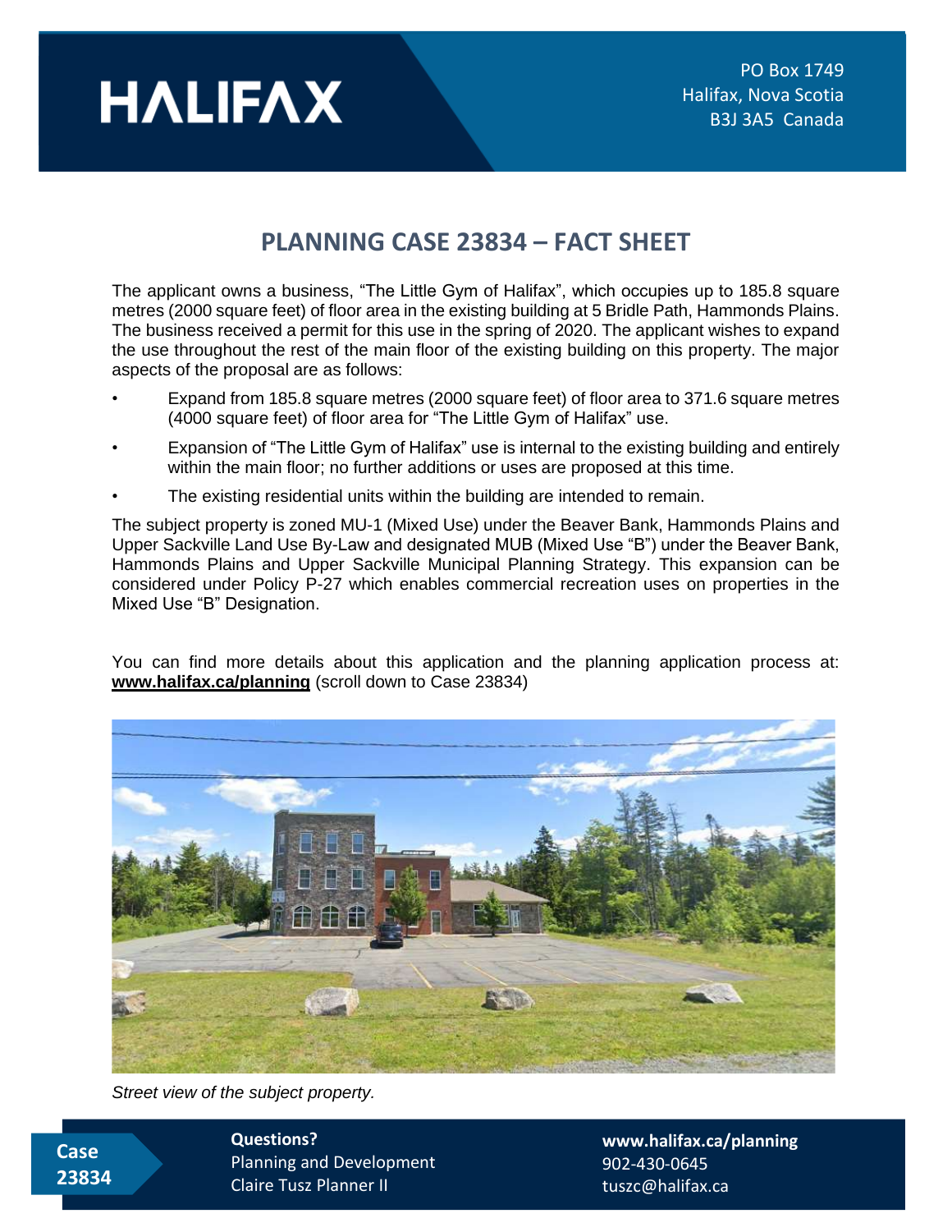HALIFAX

PO Box 1749
Halifax, Nova Scotia
B3J 3A5 Canada

# PLANNING CASE 23834 – FACT SHEET

The applicant owns a business, "The Little Gym of Halifax", which occupies up to 185.8 square metres (2000 square feet) of floor area in the existing building at 5 Bridle Path, Hammonds Plains. The business received a permit for this use in the spring of 2020. The applicant wishes to expand the use throughout the rest of the main floor of the existing building on this property. The major aspects of the proposal are as follows:

- Expand from 185.8 square metres (2000 square feet) of floor area to 371.6 square metres (4000 square feet) of floor area for "The Little Gym of Halifax" use.
- Expansion of "The Little Gym of Halifax" use is internal to the existing building and entirely within the main floor; no further additions or uses are proposed at this time.
- The existing residential units within the building are intended to remain.

The subject property is zoned MU-1 (Mixed Use) under the Beaver Bank, Hammonds Plains and Upper Sackville Land Use By-Law and designated MUB (Mixed Use "B") under the Beaver Bank, Hammonds Plains and Upper Sackville Municipal Planning Strategy. This expansion can be considered under Policy P-27 which enables commercial recreation uses on properties in the Mixed Use "B" Designation.

You can find more details about this application and the planning application process at: **www.halifax.ca/planning** (scroll down to Case 23834)

*Street view of the subject property.*

**Case 23834**

**Questions?**
Planning and Development
Claire Tusz Planner II

**www.halifax.ca/planning**
902-430-0645
tuszc@halifax.ca